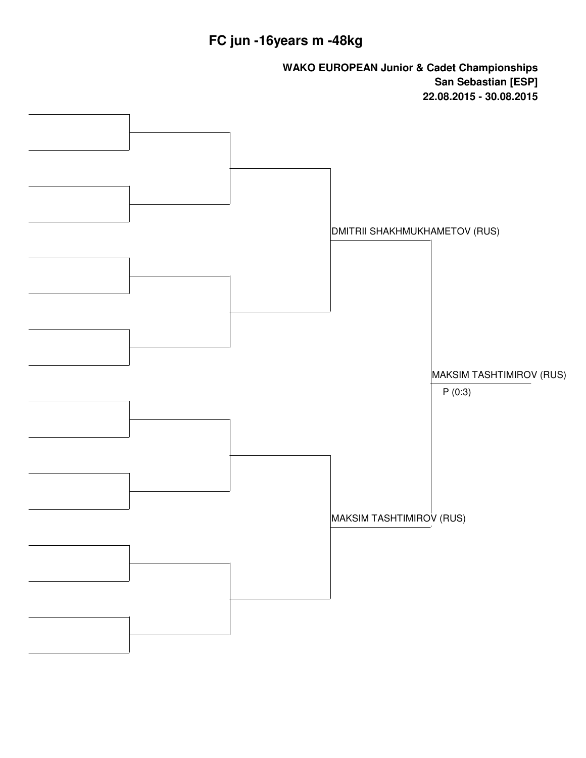# FC jun -16years m -48kg

**WAKO EUROPEAN Junior & Cadet Championships**
**San Sebastian [ESP]**
**22.08.2015 - 30.08.2015**

DMITRII SHAKHMUKHAMETOV (RUS)

MAKSIM TASHTIMIROV (RUS)

P (0:3)

MAKSIM TASHTIMIROV (RUS)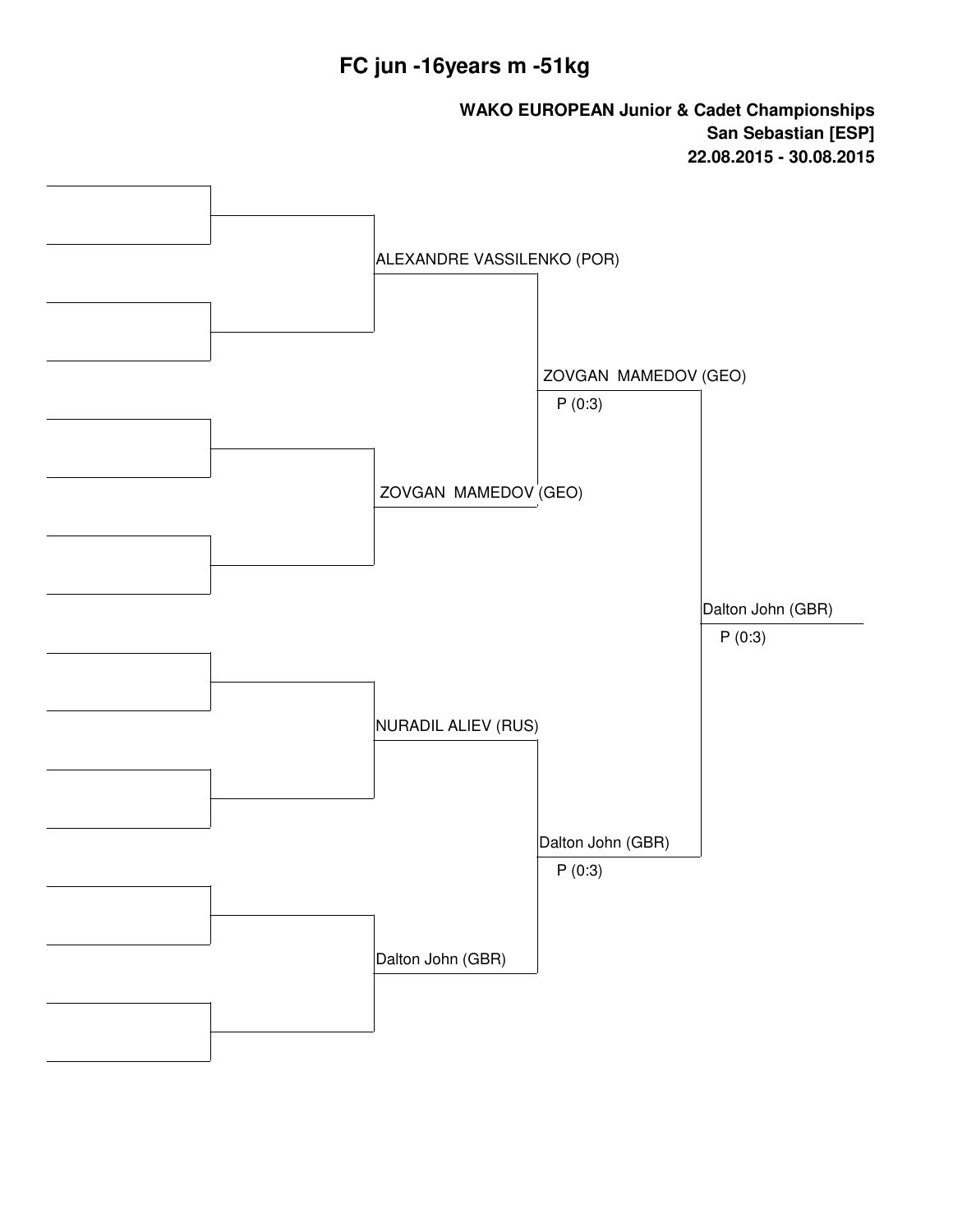# FC jun -16years m -51kg

**WAKO EUROPEAN Junior & Cadet Championships**
**San Sebastian [ESP]**
**22.08.2015 - 30.08.2015**

ALEXANDRE VASSILENKO (POR)

ZOVGAN MAMEDOV (GEO)
P (0:3)

ZOVGAN MAMEDOV (GEO)

Dalton John (GBR)
P (0:3)

NURADIL ALIEV (RUS)

Dalton John (GBR)
P (0:3)

Dalton John (GBR)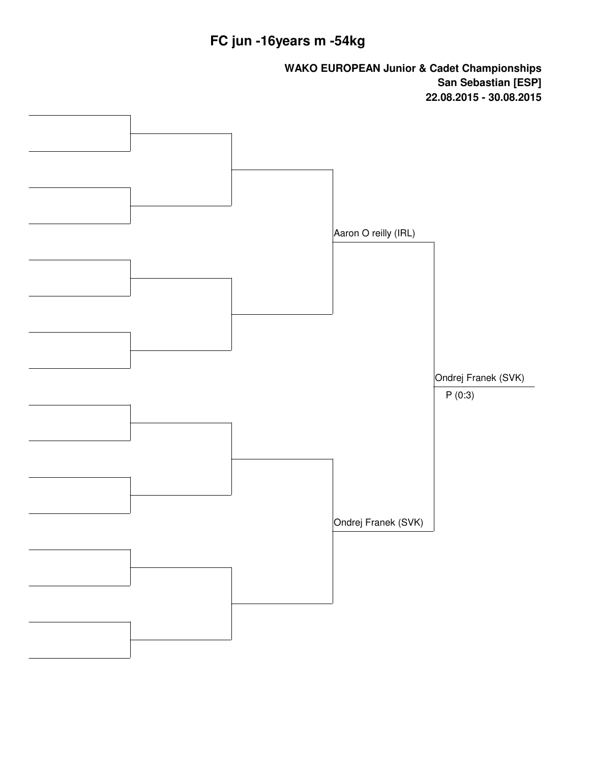# FC jun -16years m -54kg

**WAKO EUROPEAN Junior & Cadet Championships**
**San Sebastian [ESP]**
**22.08.2015 - 30.08.2015**

Aaron O reilly (IRL)

Ondrej Franek (SVK)

Ondrej Franek (SVK)

P (0:3)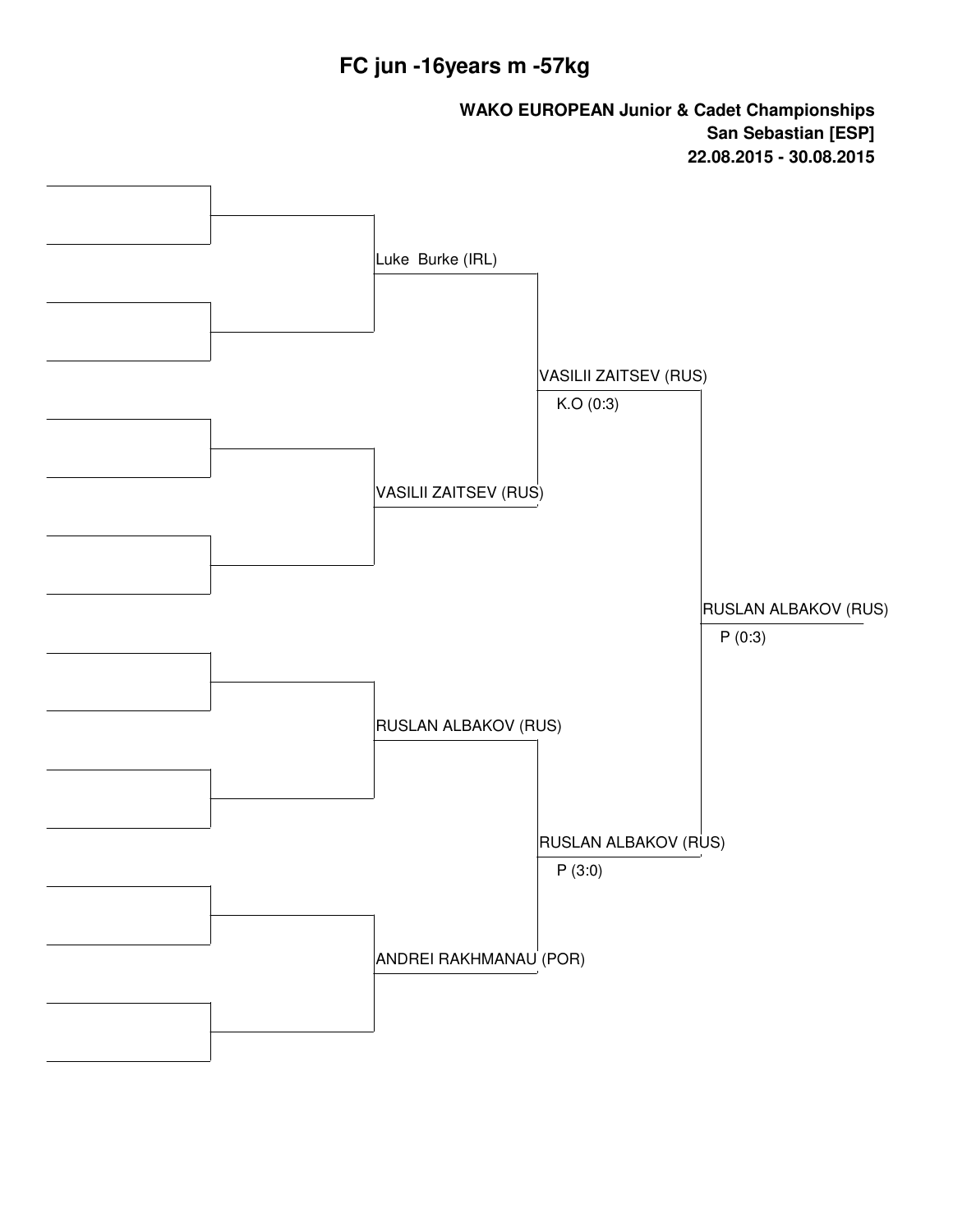# FC jun -16years m -57kg

**WAKO EUROPEAN Junior & Cadet Championships**
**San Sebastian [ESP]**
**22.08.2015 - 30.08.2015**

Luke Burke (IRL)

VASILII ZAITSEV (RUS)

VASILII ZAITSEV (RUS)
K.O (0:3)

RUSLAN ALBAKOV (RUS)

ANDREI RAKHMANAU (POR)

RUSLAN ALBAKOV (RUS)
P (3:0)

RUSLAN ALBAKOV (RUS)
P (0:3)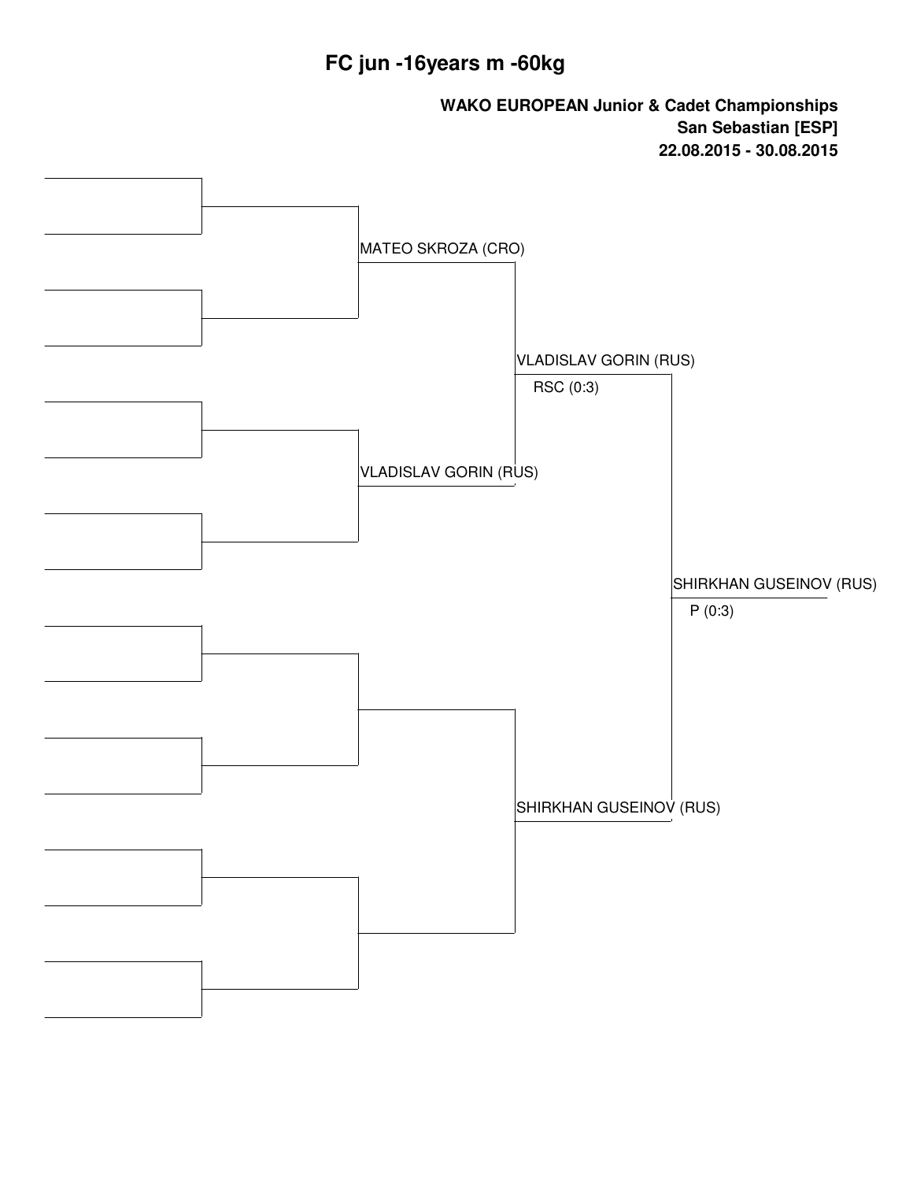# FC jun -16years m -60kg

**WAKO EUROPEAN Junior & Cadet Championships**
**San Sebastian [ESP]**
**22.08.2015 - 30.08.2015**

MATEO SKROZA (CRO)

VLADISLAV GORIN (RUS)

VLADISLAV GORIN (RUS)
RSC (0:3)

SHIRKHAN GUSEINOV (RUS)
P (0:3)

SHIRKHAN GUSEINOV (RUS)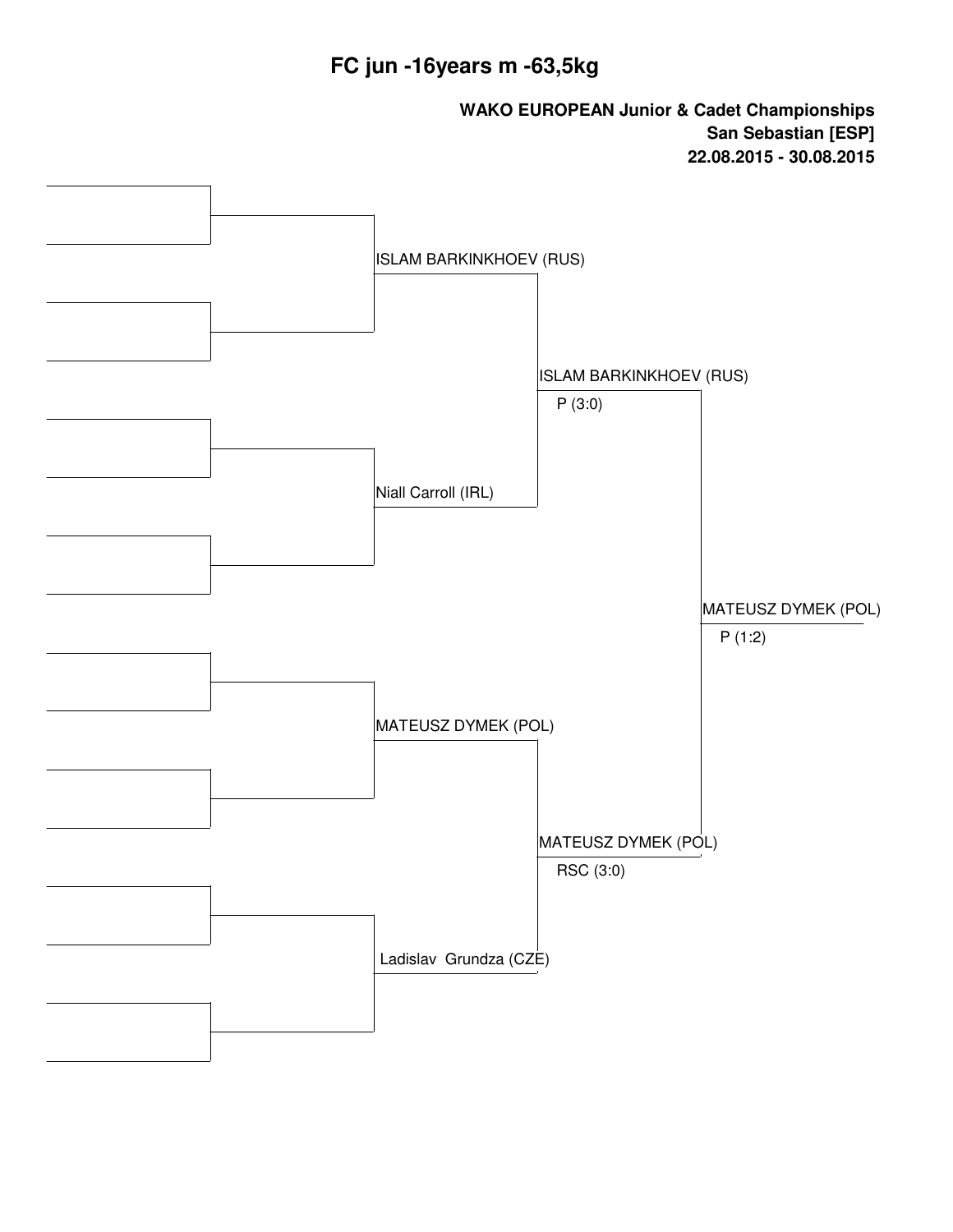# FC jun -16years m -63,5kg

**WAKO EUROPEAN Junior & Cadet Championships**
**San Sebastian [ESP]**
**22.08.2015 - 30.08.2015**

ISLAM BARKINKHOEV (RUS)

Niall Carroll (IRL)

ISLAM BARKINKHOEV (RUS)
P (3:0)

MATEUSZ DYMEK (POL)

Ladislav Grundza (CZE)

MATEUSZ DYMEK (POL)
RSC (3:0)

MATEUSZ DYMEK (POL)
P (1:2)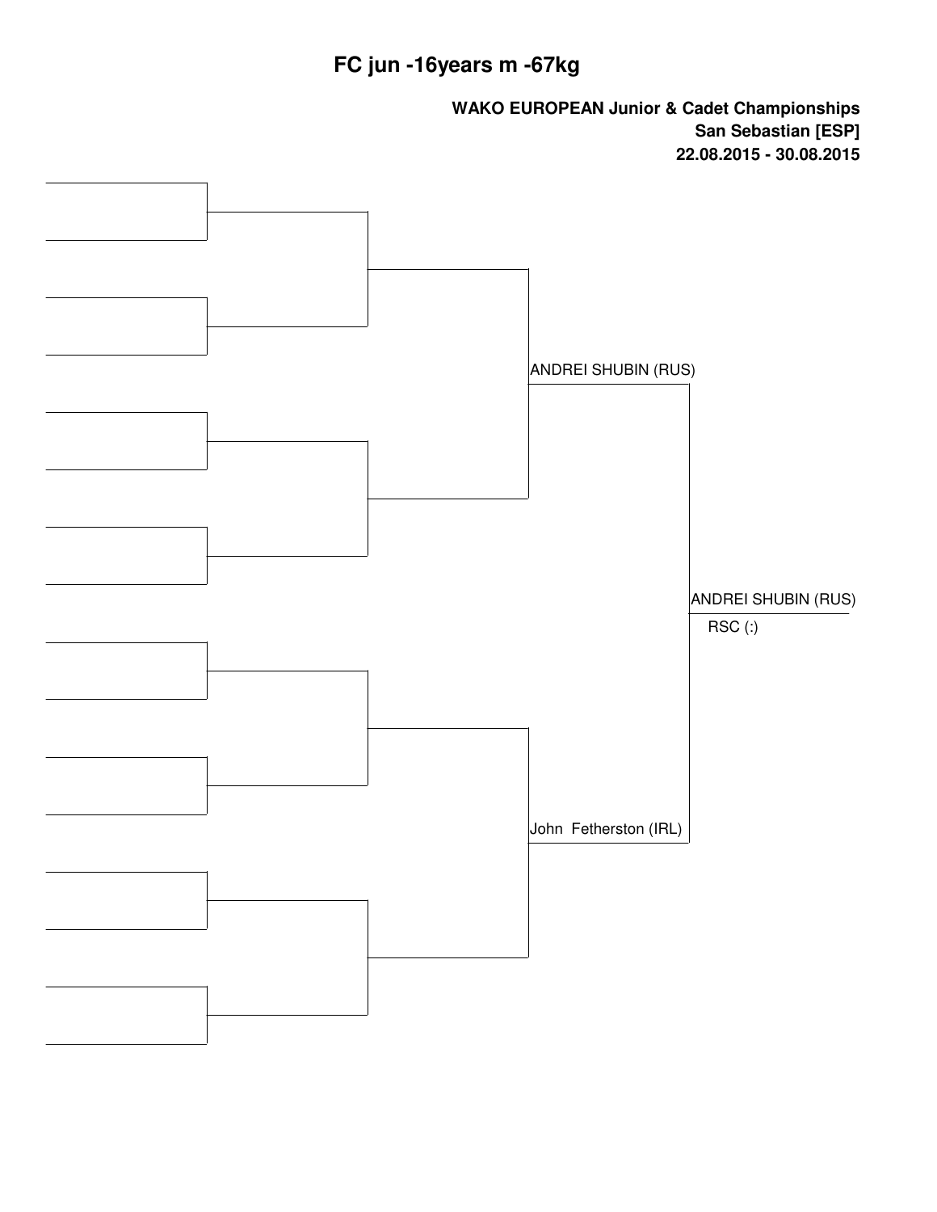# FC jun -16years m -67kg

**WAKO EUROPEAN Junior & Cadet Championships**
**San Sebastian [ESP]**
**22.08.2015 - 30.08.2015**

ANDREI SHUBIN (RUS)

John Fetherston (IRL)

ANDREI SHUBIN (RUS)

RSC (:)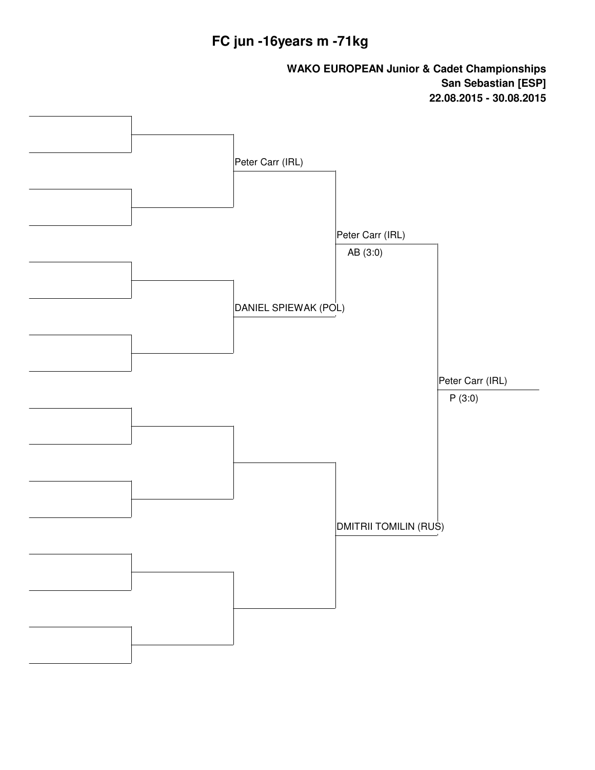# FC jun -16years m -71kg

**WAKO EUROPEAN Junior & Cadet Championships**
**San Sebastian [ESP]**
**22.08.2015 - 30.08.2015**

Peter Carr (IRL)

DANIEL SPIEWAK (POL)

Peter Carr (IRL)
AB (3:0)

DMITRII TOMILIN (RUS)

Peter Carr (IRL)
P (3:0)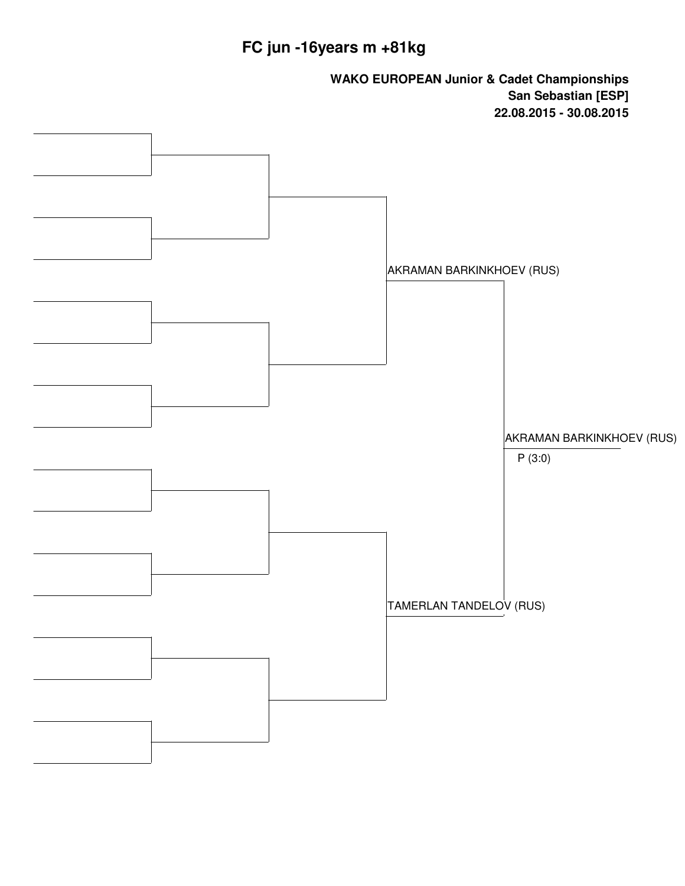# FC jun -16years m +81kg

**WAKO EUROPEAN Junior & Cadet Championships**
**San Sebastian [ESP]**
**22.08.2015 - 30.08.2015**

AKRAMAN BARKINKHOEV (RUS)

AKRAMAN BARKINKHOEV (RUS)
P (3:0)

TAMERLAN TANDELOV (RUS)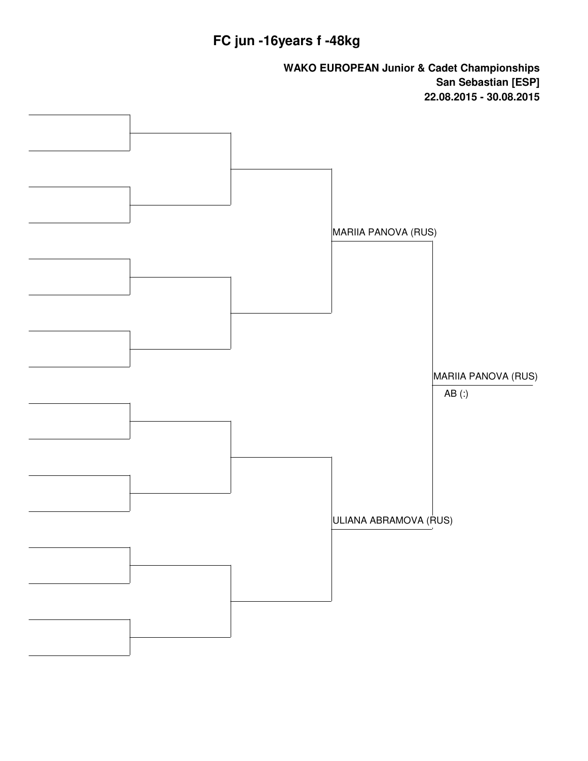# FC jun -16years f -48kg

**WAKO EUROPEAN Junior & Cadet Championships**
**San Sebastian [ESP]**
**22.08.2015 - 30.08.2015**

MARIIA PANOVA (RUS)

ULIANA ABRAMOVA (RUS)

MARIIA PANOVA (RUS)

AB (:)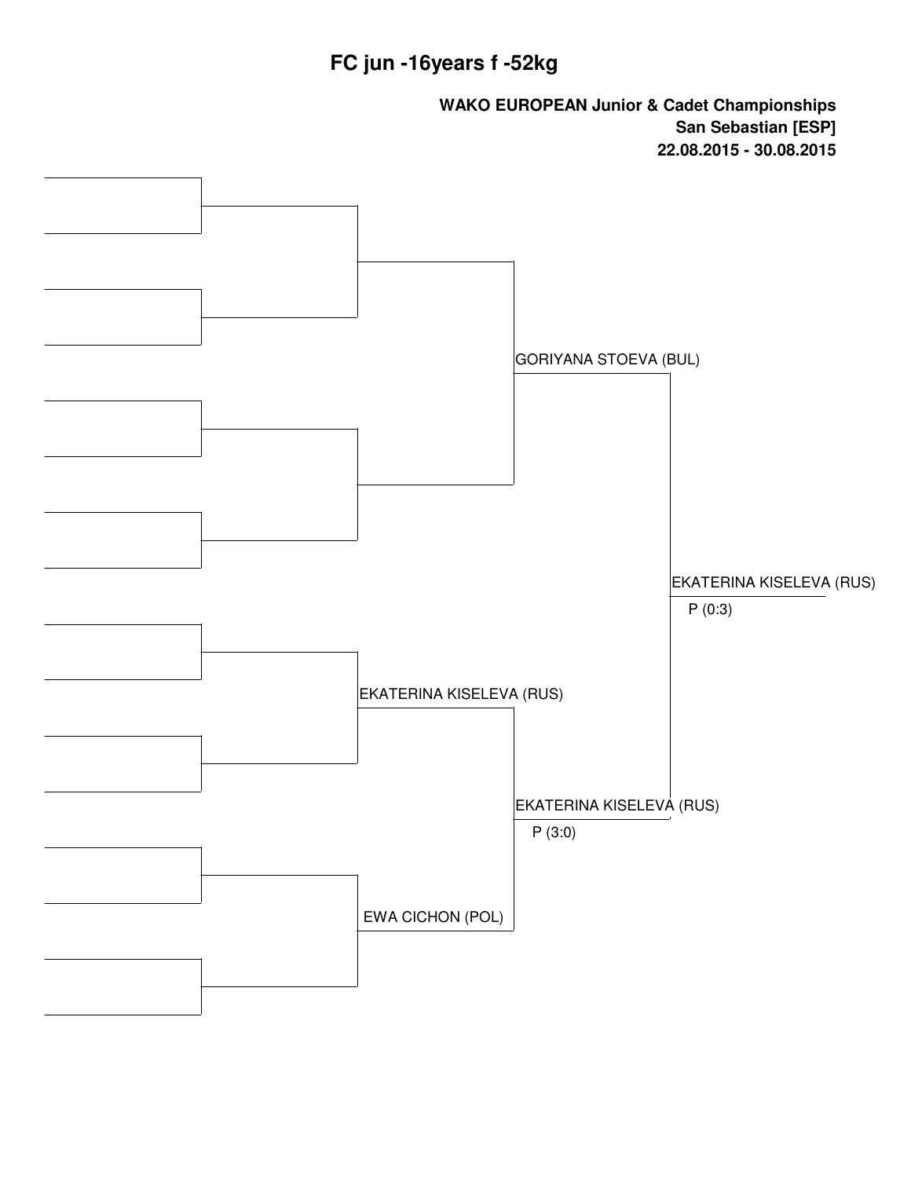# FC jun -16years f -52kg

**WAKO EUROPEAN Junior & Cadet Championships**
**San Sebastian [ESP]**
**22.08.2015 - 30.08.2015**

GORIYANA STOEVA (BUL)

EKATERINA KISELEVA (RUS)
P (0:3)

EKATERINA KISELEVA (RUS)

EKATERINA KISELEVA (RUS)
P (3:0)

EWA CICHON (POL)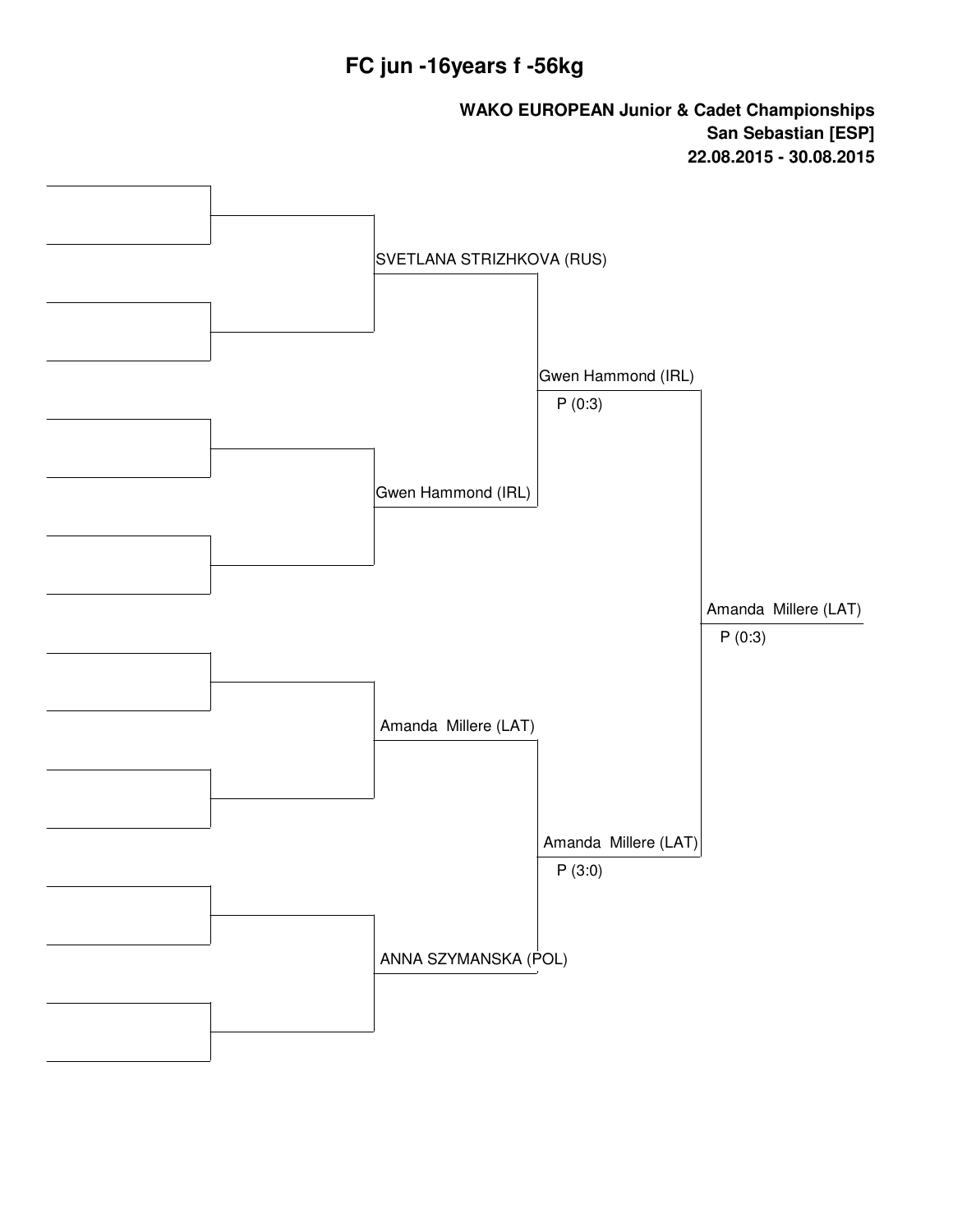# FC jun -16years f -56kg

**WAKO EUROPEAN Junior & Cadet Championships**
**San Sebastian [ESP]**
**22.08.2015 - 30.08.2015**

SVETLANA STRIZHKOVA (RUS)

Gwen Hammond (IRL)
P (0:3)

Gwen Hammond (IRL)

Amanda Millere (LAT)
P (0:3)

Amanda Millere (LAT)

Amanda Millere (LAT)
P (3:0)

ANNA SZYMANSKA (POL)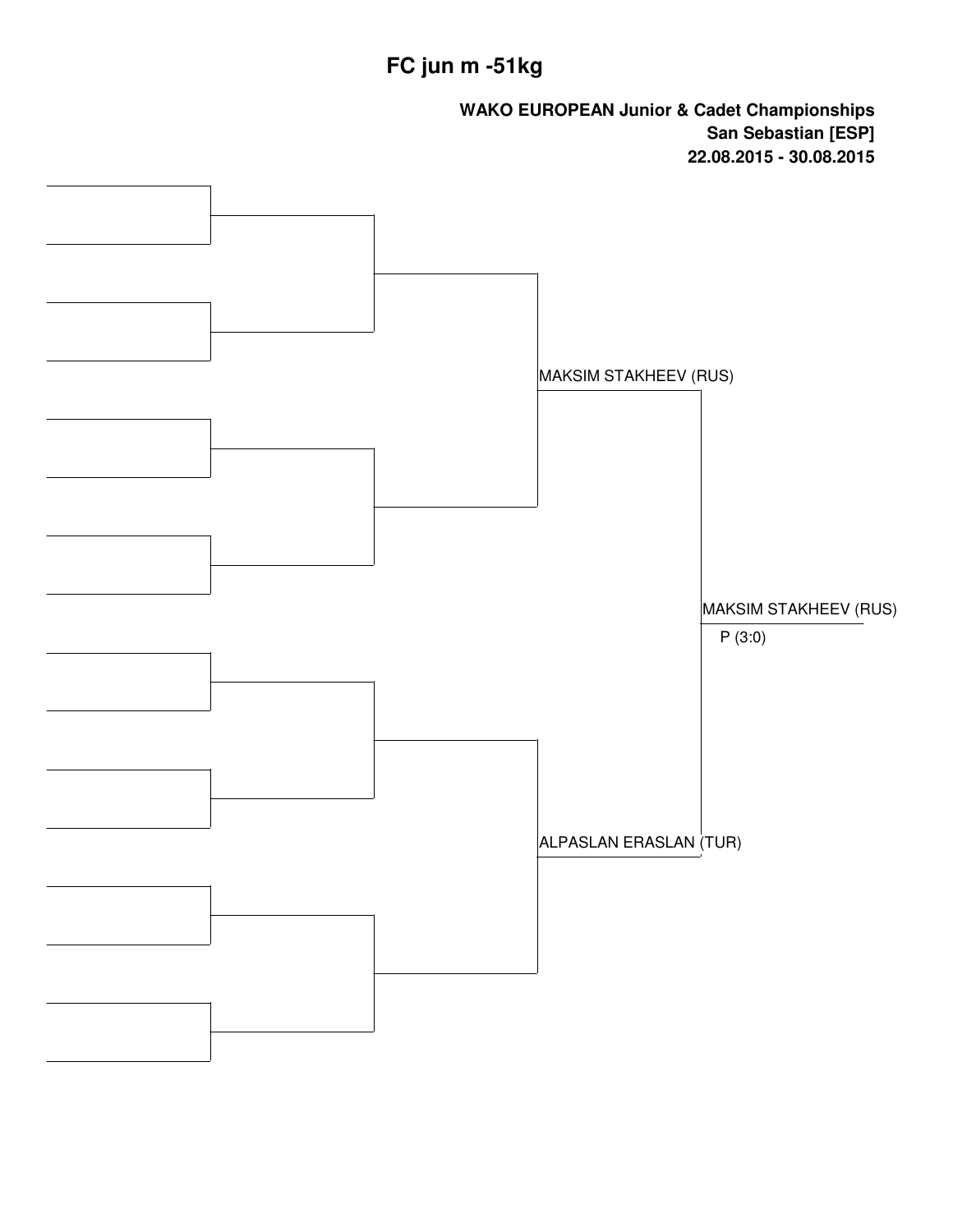# FC jun m -51kg

**WAKO EUROPEAN Junior & Cadet Championships**
**San Sebastian [ESP]**
**22.08.2015 - 30.08.2015**

| Semi-final winners | Final |
| --- | --- |
| MAKSIM STAKHEEV (RUS) | MAKSIM STAKHEEV (RUS) |
| ALPASLAN ERASLAN (TUR) | P (3:0) |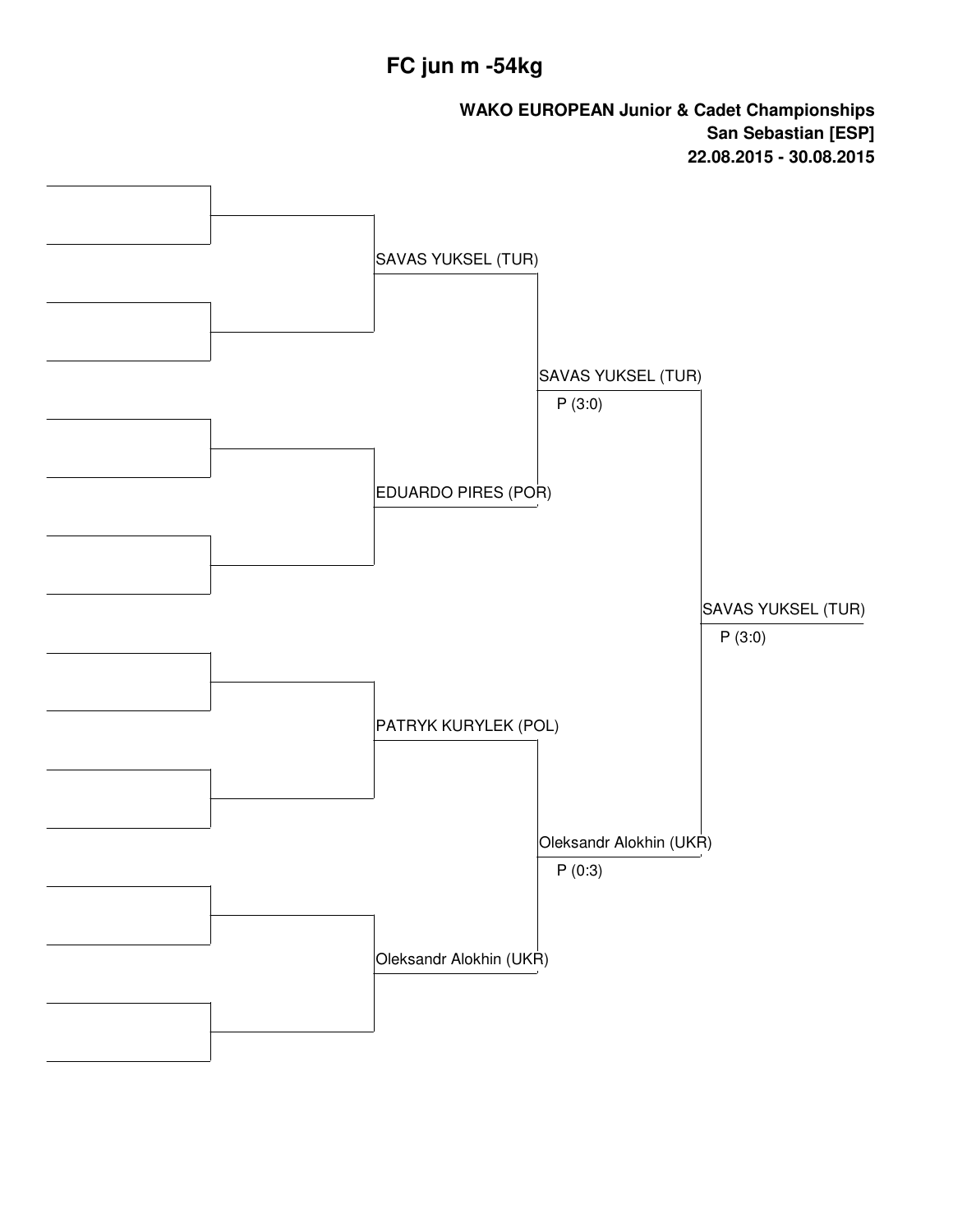# FC jun m -54kg

**WAKO EUROPEAN Junior & Cadet Championships**
**San Sebastian [ESP]**
**22.08.2015 - 30.08.2015**

SAVAS YUKSEL (TUR)

EDUARDO PIRES (POR)

PATRYK KURYLEK (POL)

Oleksandr Alokhin (UKR)

SAVAS YUKSEL (TUR)
P (3:0)

Oleksandr Alokhin (UKR)
P (0:3)

SAVAS YUKSEL (TUR)
P (3:0)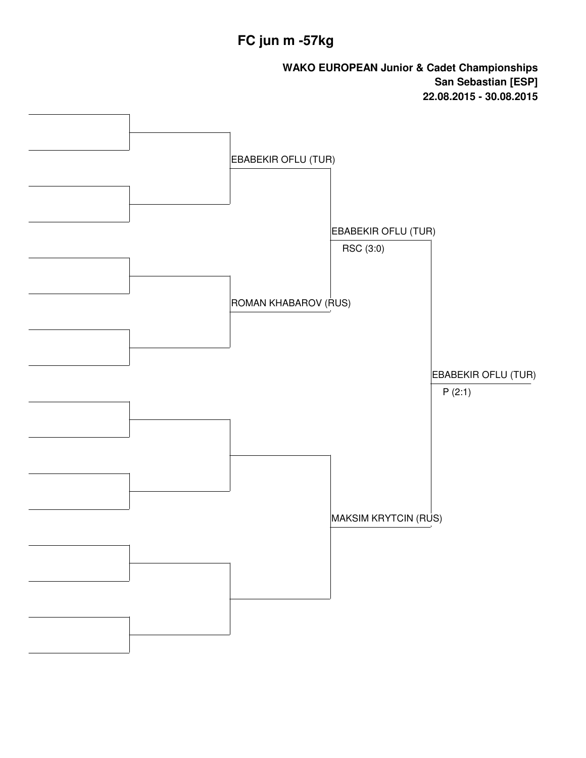# FC jun m -57kg

**WAKO EUROPEAN Junior & Cadet Championships**
**San Sebastian [ESP]**
**22.08.2015 - 30.08.2015**

EBABEKIR OFLU (TUR)

ROMAN KHABAROV (RUS)

EBABEKIR OFLU (TUR)
RSC (3:0)

MAKSIM KRYTCIN (RUS)

EBABEKIR OFLU (TUR)
P (2:1)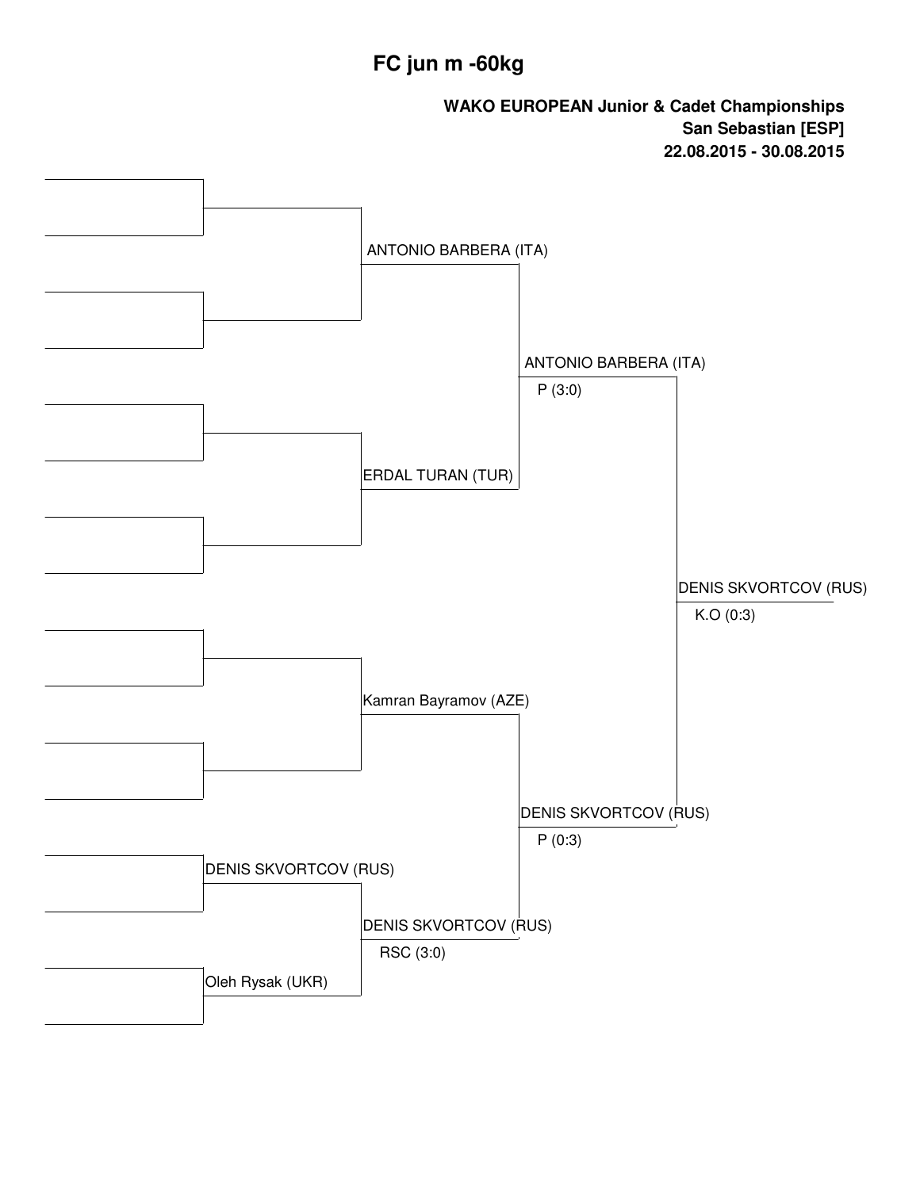# FC jun m -60kg

**WAKO EUROPEAN Junior & Cadet Championships**
**San Sebastian [ESP]**
**22.08.2015 - 30.08.2015**

| Round 1 | Quarterfinals | Semifinals | Final | Winner |
|---|---|---|---|---|
| | ANTONIO BARBERA (ITA) | ANTONIO BARBERA (ITA) P (3:0) | DENIS SKVORTCOV (RUS) K.O (0:3) | DENIS SKVORTCOV (RUS) |
| | ERDAL TURAN (TUR) | | | |
| | Kamran Bayramov (AZE) | DENIS SKVORTCOV (RUS) P (0:3) | | |
| DENIS SKVORTCOV (RUS) | DENIS SKVORTCOV (RUS) RSC (3:0) | | | |
| Oleh Rysak (UKR) | | | | |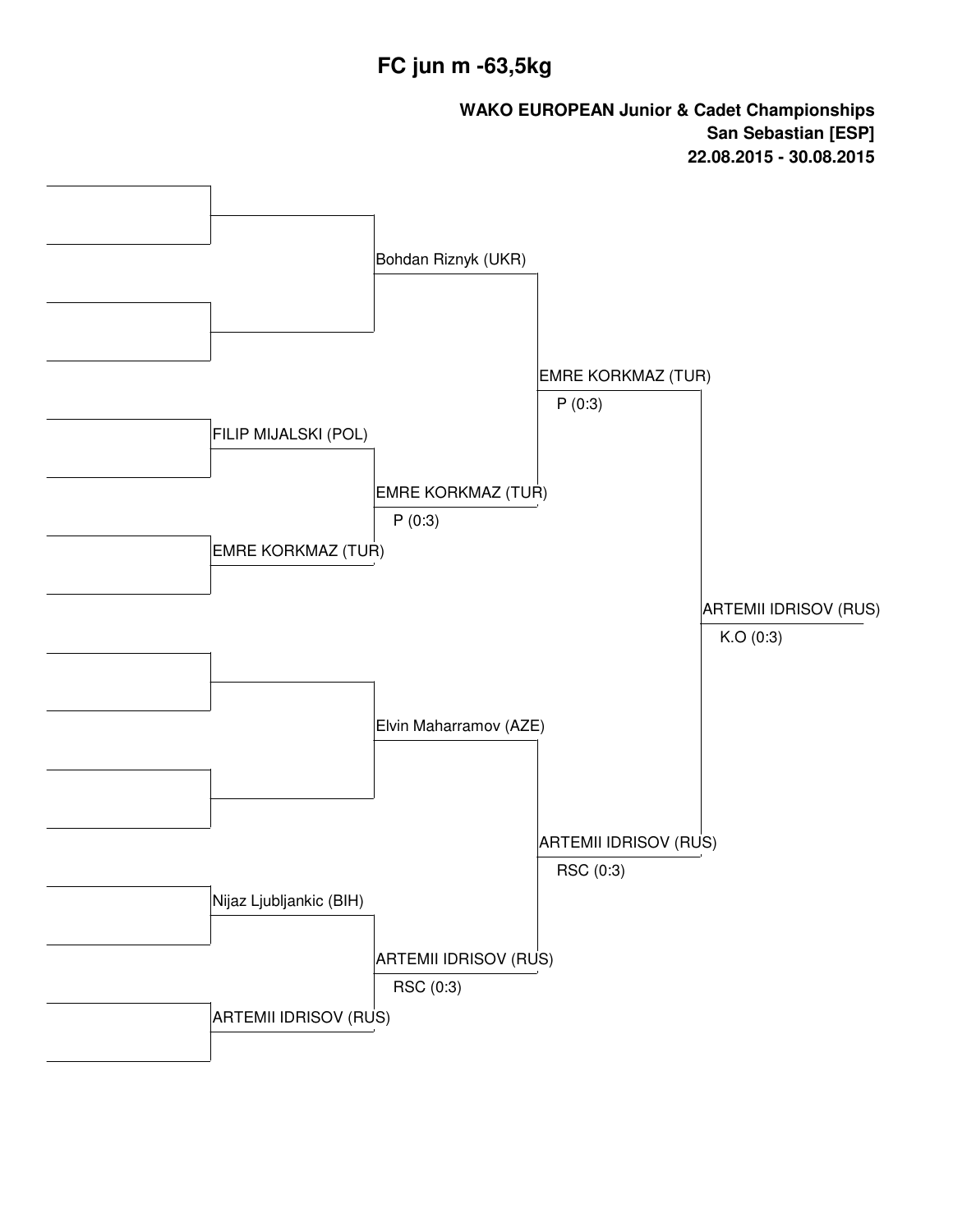# FC jun m -63,5kg

**WAKO EUROPEAN Junior & Cadet Championships**
**San Sebastian [ESP]**
**22.08.2015 - 30.08.2015**

| Round 1 | Quarterfinal | Semifinal | Final | Winner |
|---|---|---|---|---|
| | | | | |
| | Bohdan Riznyk (UKR) | | | |
| | | | | |
| FILIP MIJALSKI (POL) | | EMRE KORKMAZ (TUR) P (0:3) | | |
| EMRE KORKMAZ (TUR) | EMRE KORKMAZ (TUR) P (0:3) | | | |
| | | | ARTEMII IDRISOV (RUS) K.O (0:3) | |
| | | | | |
| | Elvin Maharramov (AZE) | | | |
| | | | | |
| Nijaz Ljubljankic (BIH) | | ARTEMII IDRISOV (RUS) RSC (0:3) | | |
| ARTEMII IDRISOV (RUS) | ARTEMII IDRISOV (RUS) RSC (0:3) | | | |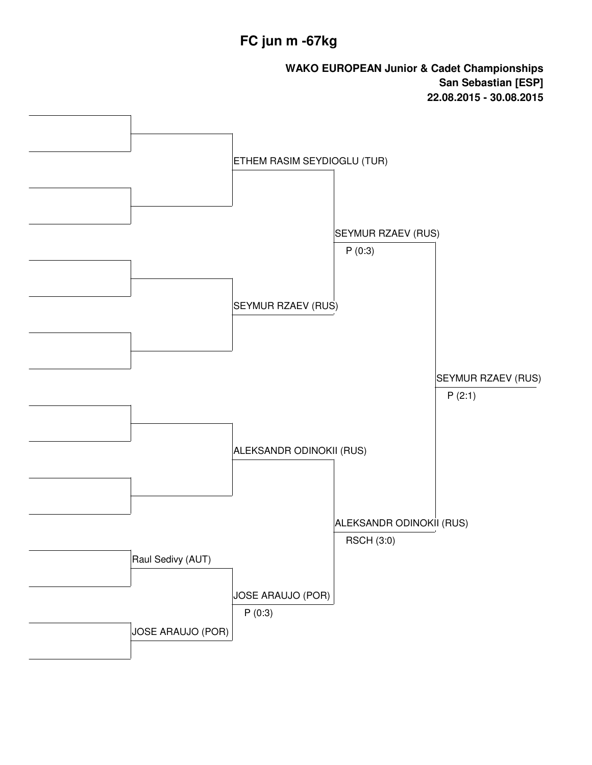# FC jun m -67kg

**WAKO EUROPEAN Junior & Cadet Championships**
**San Sebastian [ESP]**
**22.08.2015 - 30.08.2015**

Raul Sedivy (AUT)

JOSE ARAUJO (POR)

ETHEM RASIM SEYDIOGLU (TUR)

SEYMUR RZAEV (RUS)

ALEKSANDR ODINOKII (RUS)

JOSE ARAUJO (POR)
P (0:3)

SEYMUR RZAEV (RUS)
P (0:3)

ALEKSANDR ODINOKII (RUS)
RSCH (3:0)

SEYMUR RZAEV (RUS)
P (2:1)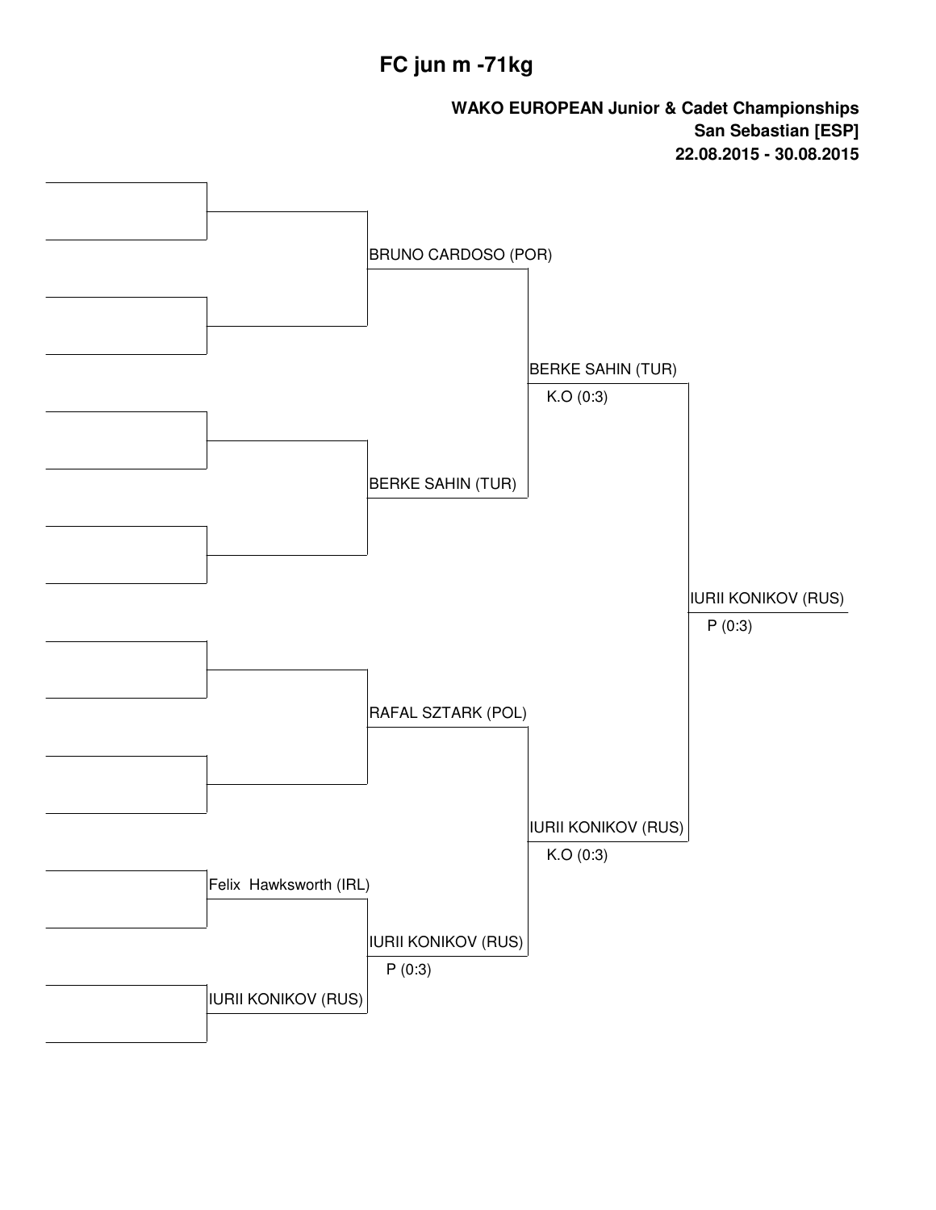# FC jun m -71kg

**WAKO EUROPEAN Junior & Cadet Championships**
**San Sebastian [ESP]**
**22.08.2015 - 30.08.2015**

BRUNO CARDOSO (POR)

BERKE SAHIN (TUR)

K.O (0:3)

BERKE SAHIN (TUR)

IURII KONIKOV (RUS)

P (0:3)

RAFAL SZTARK (POL)

IURII KONIKOV (RUS)

K.O (0:3)

Felix Hawksworth (IRL)

IURII KONIKOV (RUS)

P (0:3)

IURII KONIKOV (RUS)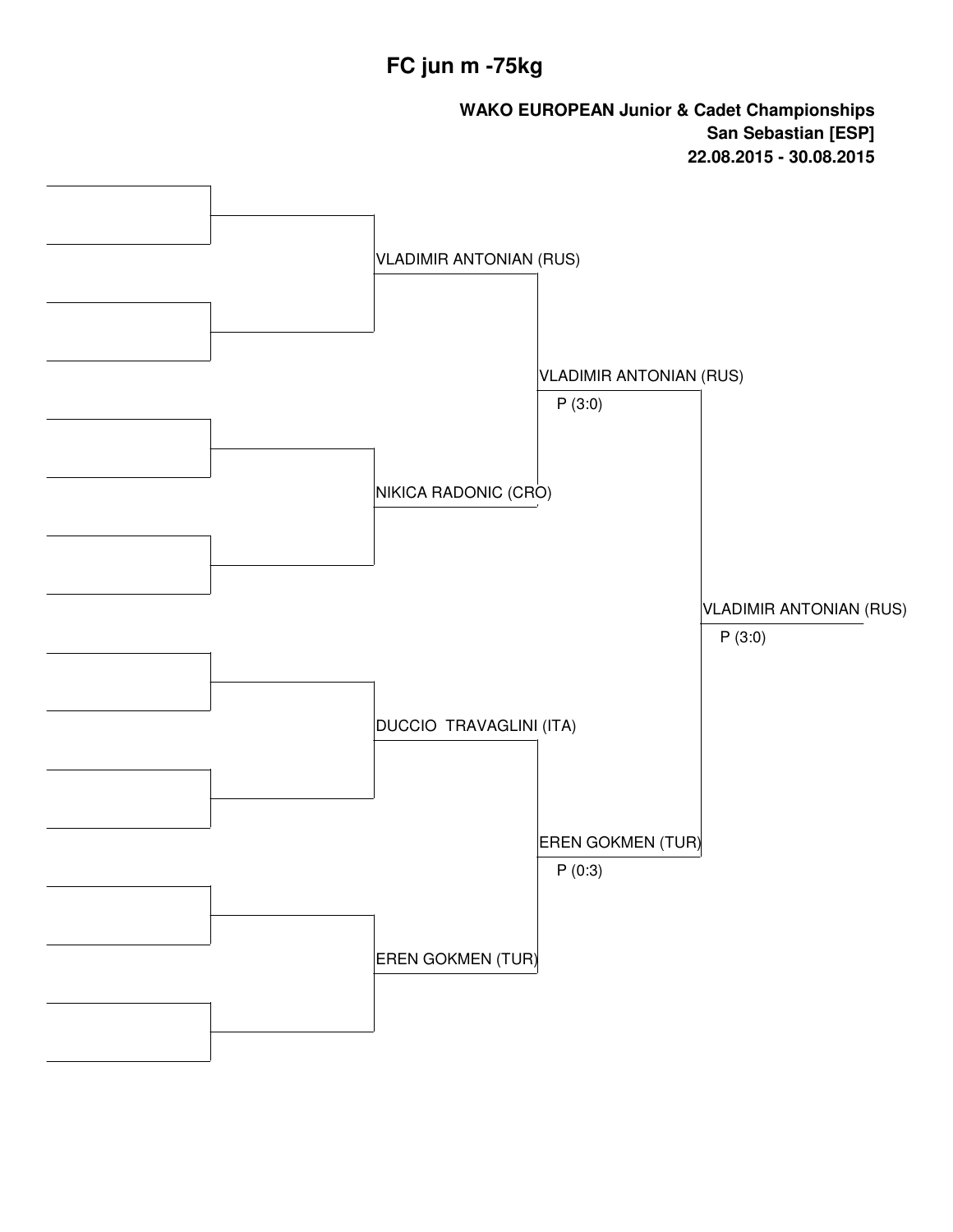# FC jun m -75kg

**WAKO EUROPEAN Junior & Cadet Championships**
**San Sebastian [ESP]**
**22.08.2015 - 30.08.2015**

VLADIMIR ANTONIAN (RUS)

VLADIMIR ANTONIAN (RUS)
P (3:0)

NIKICA RADONIC (CRO)

VLADIMIR ANTONIAN (RUS)
P (3:0)

DUCCIO TRAVAGLINI (ITA)

EREN GOKMEN (TUR)
P (0:3)

EREN GOKMEN (TUR)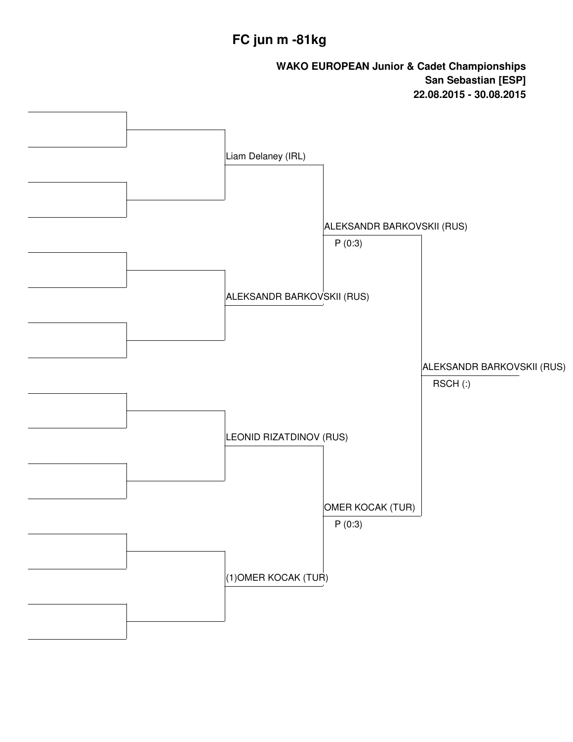# FC jun m -81kg

**WAKO EUROPEAN Junior & Cadet Championships**
**San Sebastian [ESP]**
**22.08.2015 - 30.08.2015**

| Quarterfinal | Semifinal | Final | Winner |
|---|---|---|---|
| Liam Delaney (IRL) | ALEKSANDR BARKOVSKII (RUS) P (0:3) | ALEKSANDR BARKOVSKII (RUS) RSCH (:) | ALEKSANDR BARKOVSKII (RUS) |
| ALEKSANDR BARKOVSKII (RUS) | | | |
| LEONID RIZATDINOV (RUS) | OMER KOCAK (TUR) P (0:3) | | |
| (1)OMER KOCAK (TUR) | | | |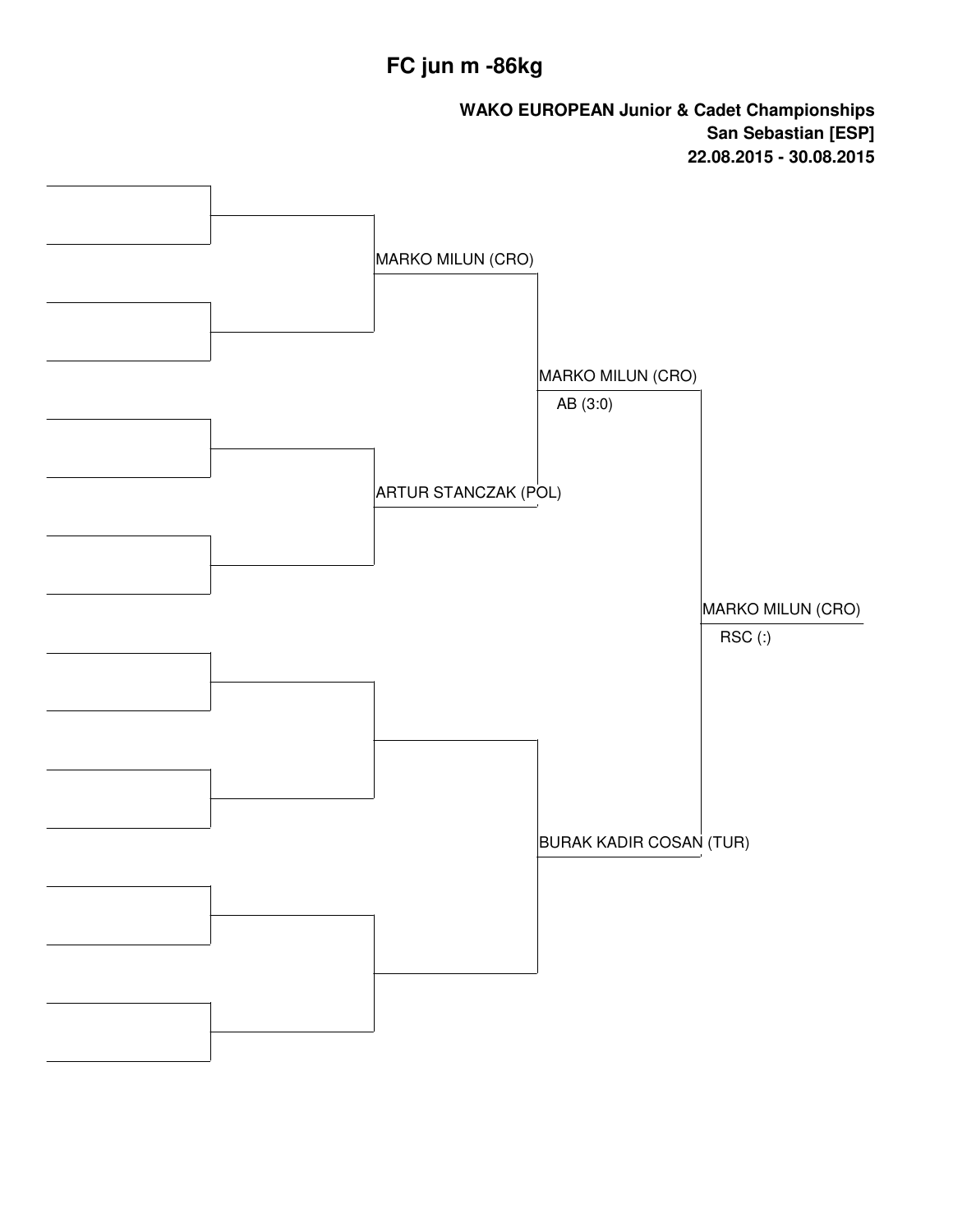# FC jun m -86kg

**WAKO EUROPEAN Junior & Cadet Championships**
**San Sebastian [ESP]**
**22.08.2015 - 30.08.2015**

| Quarterfinals | Semifinals | Final | Winner |
|---|---|---|---|
| MARKO MILUN (CRO) | MARKO MILUN (CRO) AB (3:0) | MARKO MILUN (CRO) RSC (:) | |
| ARTUR STANCZAK (POL) | | | |
| | BURAK KADIR COSAN (TUR) | | |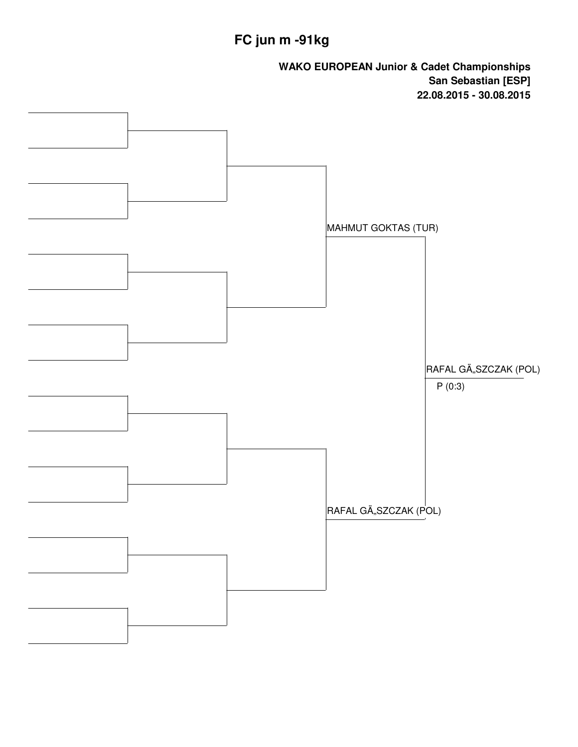# FC jun m -91kg

**WAKO EUROPEAN Junior & Cadet Championships**
**San Sebastian [ESP]**
**22.08.2015 - 30.08.2015**

MAHMUT GOKTAS (TUR)

RAFAL GÄ„SZCZAK (POL)

RAFAL GÄ„SZCZAK (POL)

P (0:3)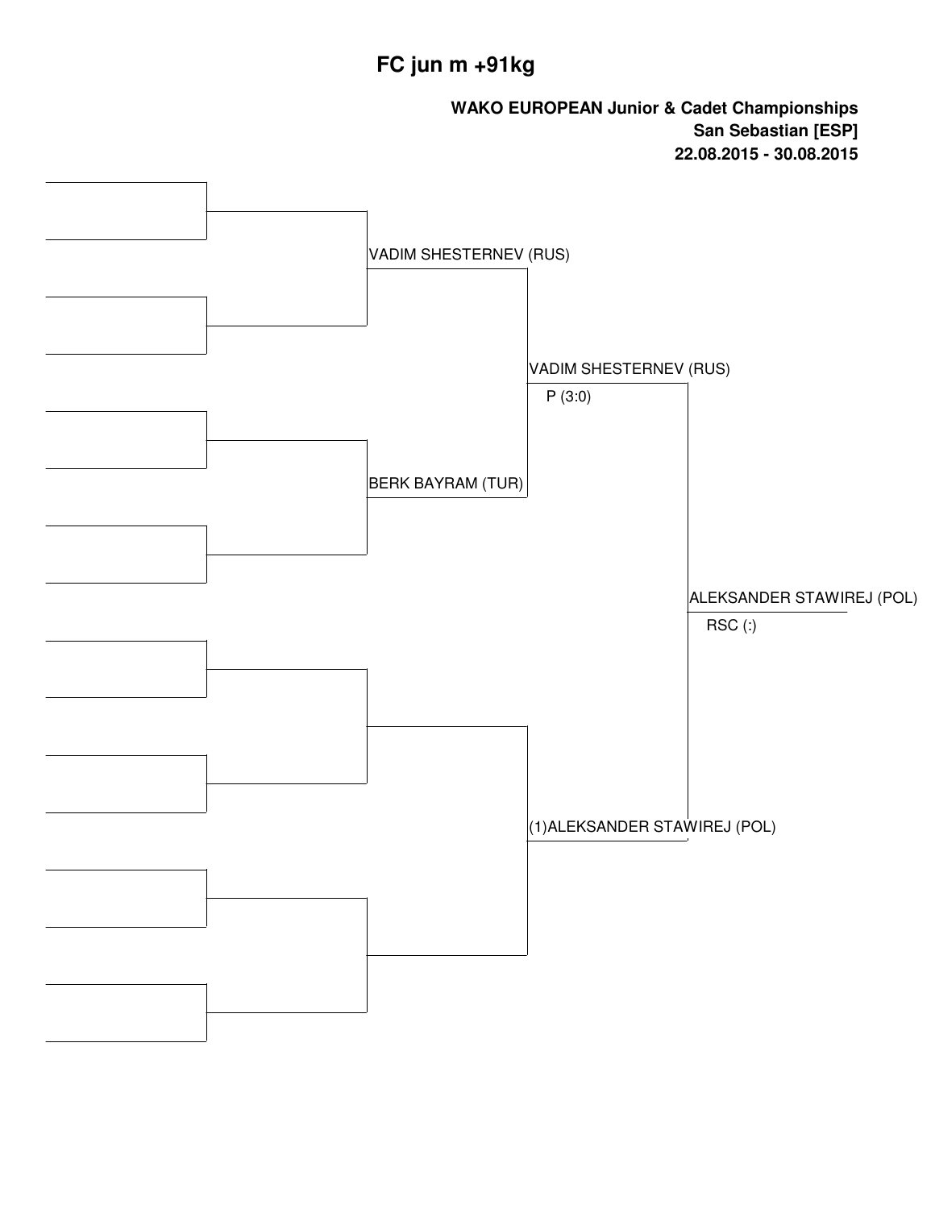# FC jun m +91kg

**WAKO EUROPEAN Junior & Cadet Championships**
**San Sebastian [ESP]**
**22.08.2015 - 30.08.2015**

VADIM SHESTERNEV (RUS)

BERK BAYRAM (TUR)

VADIM SHESTERNEV (RUS)
P (3:0)

(1)ALEKSANDER STAWIREJ (POL)

ALEKSANDER STAWIREJ (POL)
RSC (:)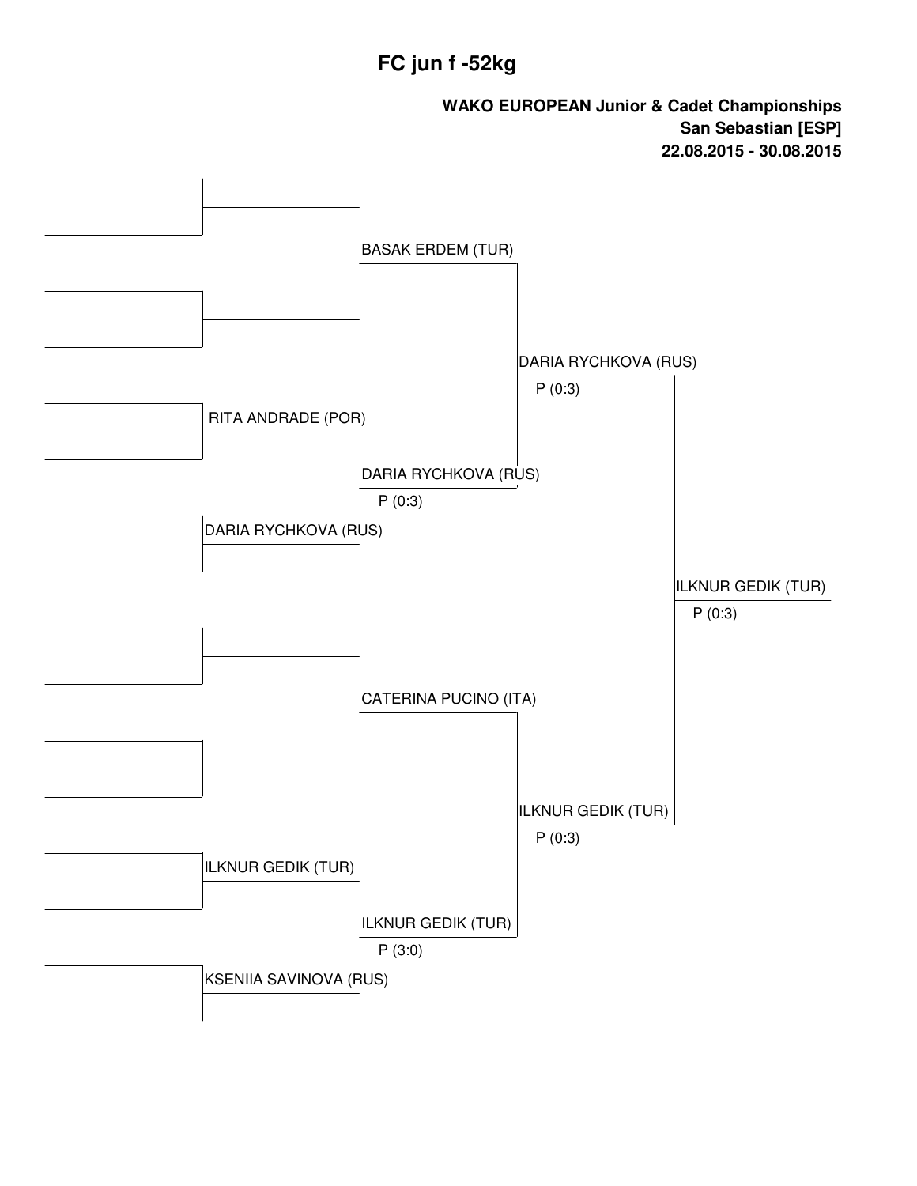# FC jun f -52kg

**WAKO EUROPEAN Junior & Cadet Championships**
**San Sebastian [ESP]**
**22.08.2015 - 30.08.2015**

**Round 1**

- RITA ANDRADE (POR)
- DARIA RYCHKOVA (RUS)
- ILKNUR GEDIK (TUR)
- KSENIIA SAVINOVA (RUS)

**Round 2**

- BASAK ERDEM (TUR)
- DARIA RYCHKOVA (RUS) — P (0:3)
- CATERINA PUCINO (ITA)
- ILKNUR GEDIK (TUR) — P (3:0)

**Semifinals**

- DARIA RYCHKOVA (RUS) — P (0:3)
- ILKNUR GEDIK (TUR) — P (0:3)

**Final**

- ILKNUR GEDIK (TUR) — P (0:3)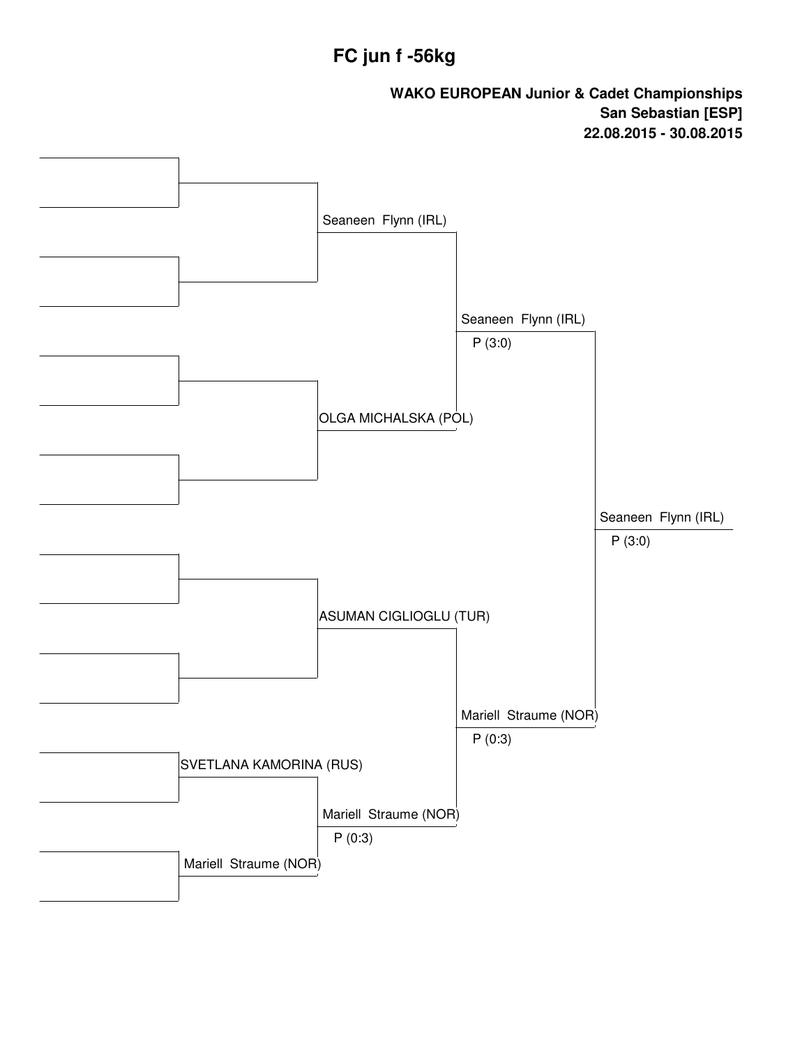# FC jun f -56kg

**WAKO EUROPEAN Junior & Cadet Championships**
**San Sebastian [ESP]**
**22.08.2015 - 30.08.2015**

| Round 1 | Quarterfinal | Semifinal | Final |
|---|---|---|---|
| | Seaneen Flynn (IRL) | Seaneen Flynn (IRL) P (3:0) | Seaneen Flynn (IRL) P (3:0) |
| | OLGA MICHALSKA (POL) | | |
| | ASUMAN CIGLIOGLU (TUR) | Mariell Straume (NOR) P (0:3) | |
| SVETLANA KAMORINA (RUS) | Mariell Straume (NOR) P (0:3) | | |
| Mariell Straume (NOR) | | | |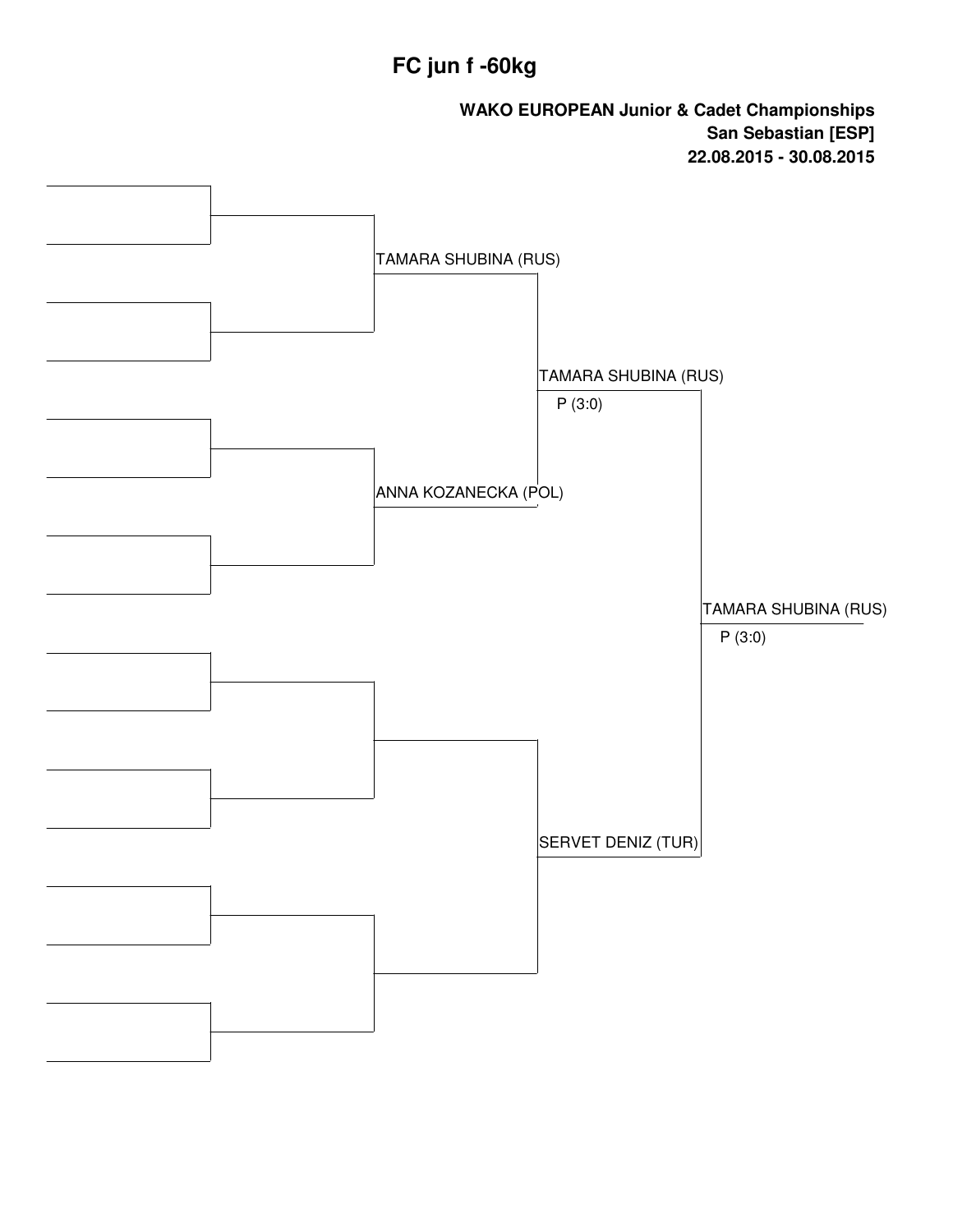# FC jun f -60kg

**WAKO EUROPEAN Junior & Cadet Championships**
**San Sebastian [ESP]**
**22.08.2015 - 30.08.2015**

| Quarterfinal | Semifinal | Final |
| --- | --- | --- |
| TAMARA SHUBINA (RUS) | | |
| | TAMARA SHUBINA (RUS) P (3:0) | |
| ANNA KOZANECKA (POL) | | |
| | | TAMARA SHUBINA (RUS) P (3:0) |
| | SERVET DENIZ (TUR) | |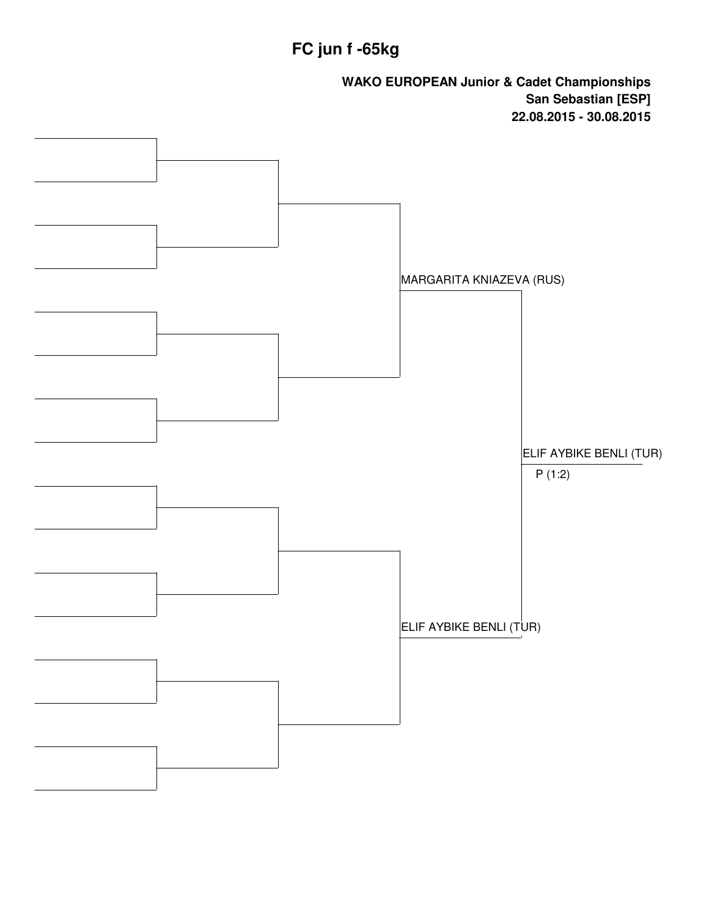# FC jun f -65kg

**WAKO EUROPEAN Junior & Cadet Championships**
**San Sebastian [ESP]**
**22.08.2015 - 30.08.2015**

MARGARITA KNIAZEVA (RUS)

ELIF AYBIKE BENLI (TUR)

ELIF AYBIKE BENLI (TUR)
P (1:2)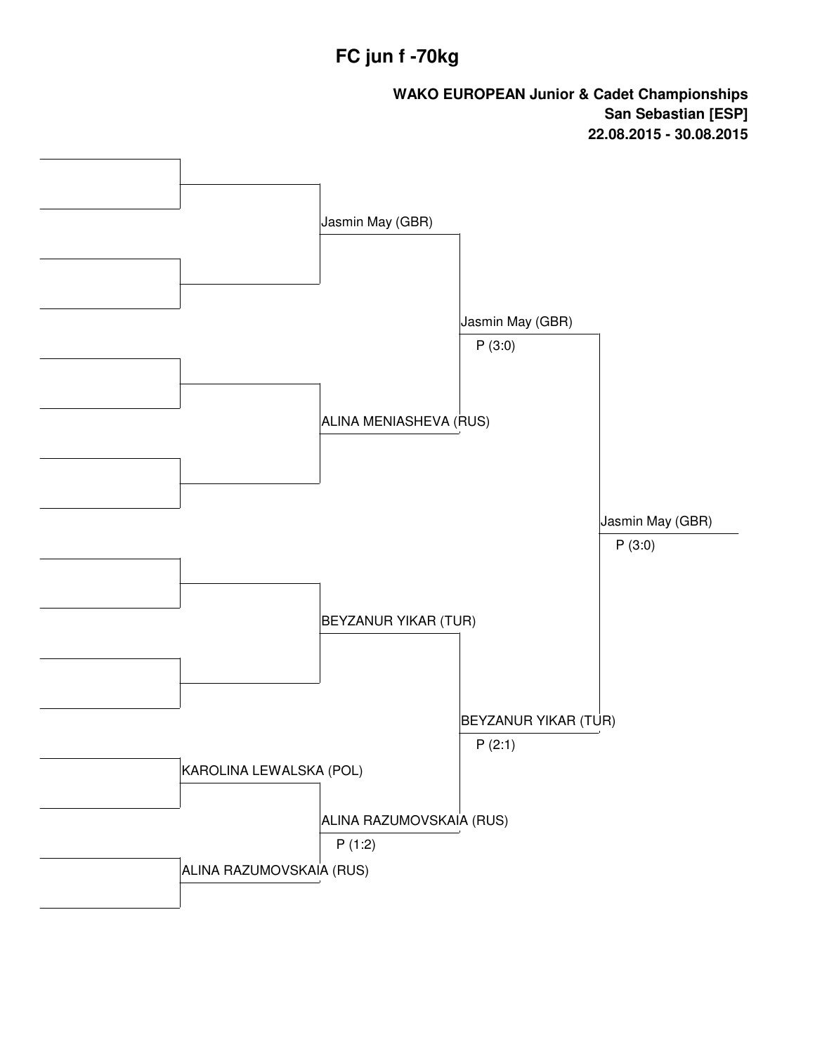# FC jun f -70kg

**WAKO EUROPEAN Junior & Cadet Championships**
**San Sebastian [ESP]**
**22.08.2015 - 30.08.2015**

**Round 1**

- KAROLINA LEWALSKA (POL) vs ALINA RAZUMOVSKAIA (RUS) → ALINA RAZUMOVSKAIA (RUS), P (1:2)

**Quarterfinals**

- Jasmin May (GBR)
- ALINA MENIASHEVA (RUS)
- BEYZANUR YIKAR (TUR)
- ALINA RAZUMOVSKAIA (RUS), P (1:2)

**Semifinals**

- Jasmin May (GBR) vs ALINA MENIASHEVA (RUS) → Jasmin May (GBR), P (3:0)
- BEYZANUR YIKAR (TUR) vs ALINA RAZUMOVSKAIA (RUS) → BEYZANUR YIKAR (TUR), P (2:1)

**Final**

- Jasmin May (GBR) vs BEYZANUR YIKAR (TUR) → Jasmin May (GBR), P (3:0)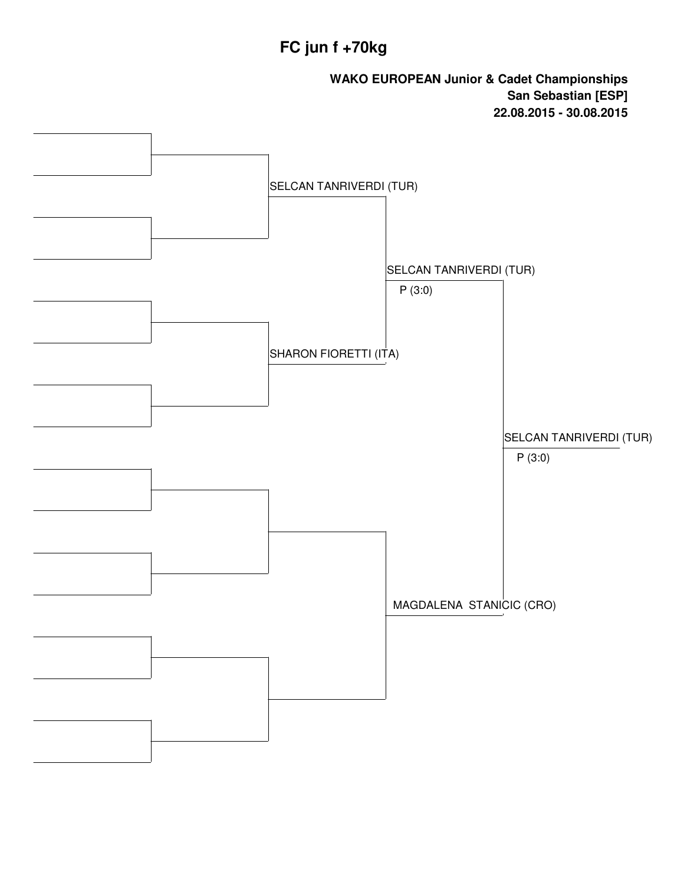# FC jun f +70kg

**WAKO EUROPEAN Junior & Cadet Championships**
**San Sebastian [ESP]**
**22.08.2015 - 30.08.2015**

SELCAN TANRIVERDI (TUR)

SHARON FIORETTI (ITA)

SELCAN TANRIVERDI (TUR)
P (3:0)

MAGDALENA STANICIC (CRO)

SELCAN TANRIVERDI (TUR)
P (3:0)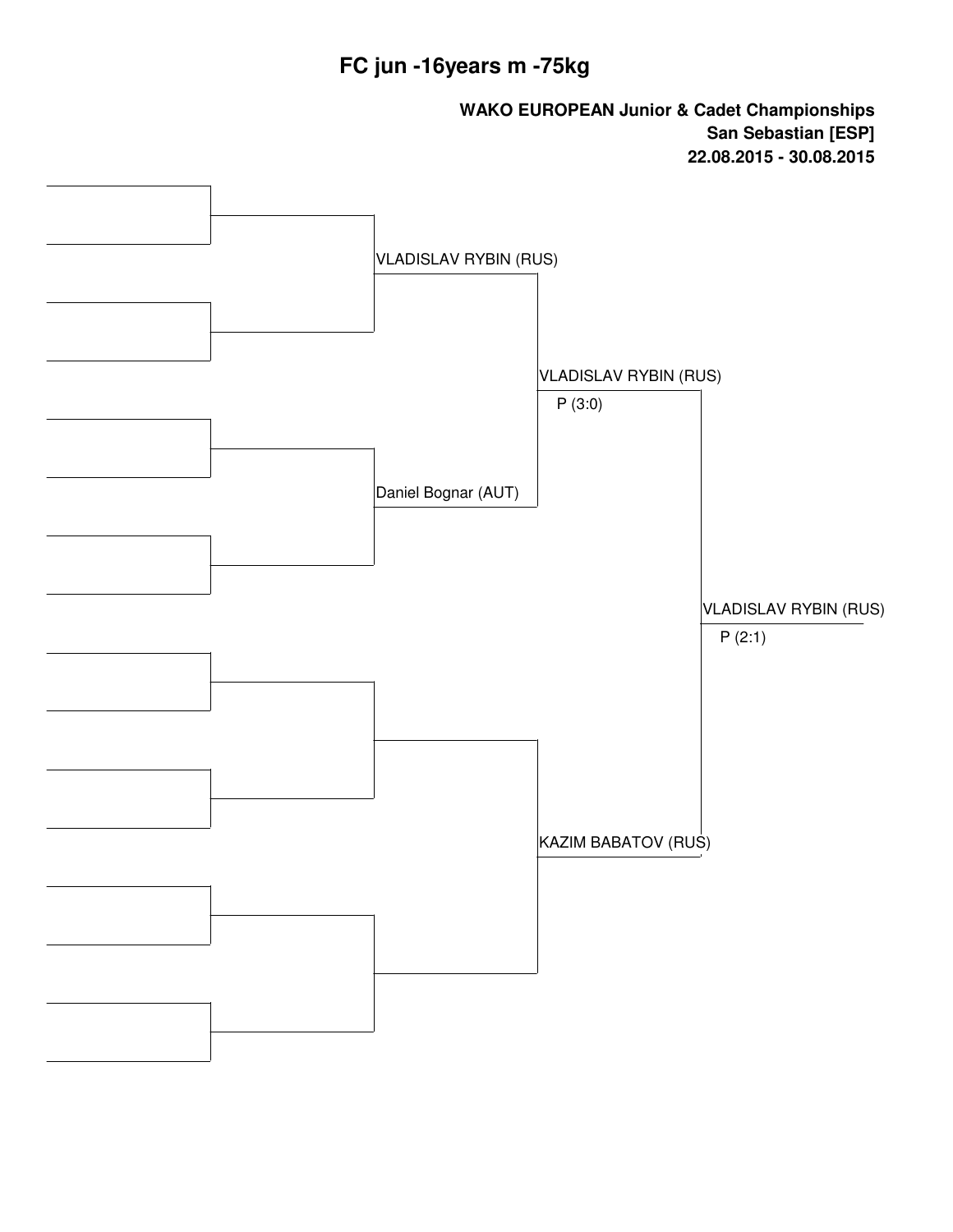# FC jun -16years m -75kg

**WAKO EUROPEAN Junior & Cadet Championships**
**San Sebastian [ESP]**
**22.08.2015 - 30.08.2015**

VLADISLAV RYBIN (RUS)

Daniel Bognar (AUT)

VLADISLAV RYBIN (RUS)
P (3:0)

KAZIM BABATOV (RUS)

VLADISLAV RYBIN (RUS)
P (2:1)